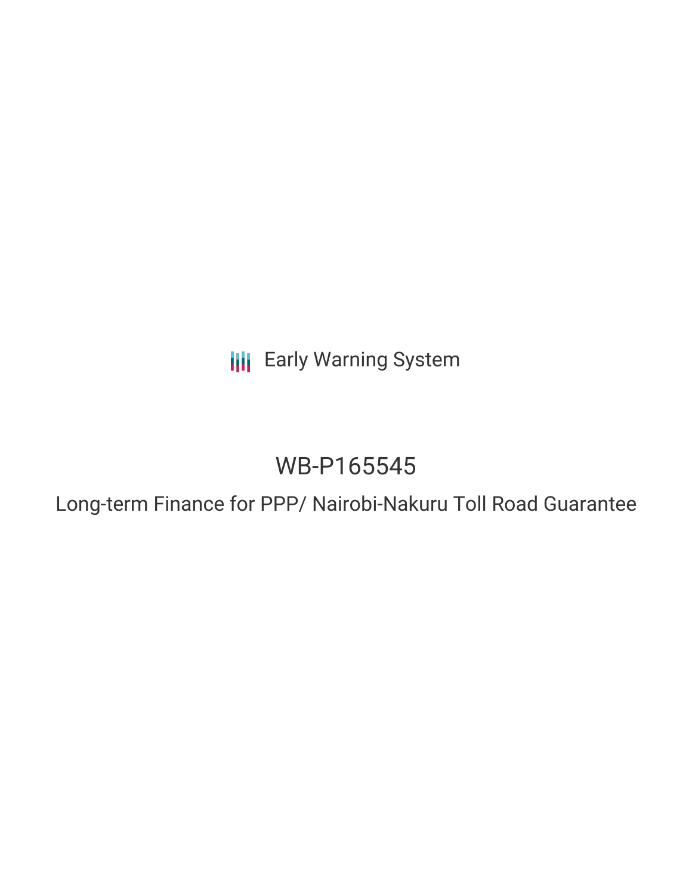Early Warning System

# WB-P165545

Long-term Finance for PPP/ Nairobi-Nakuru Toll Road Guarantee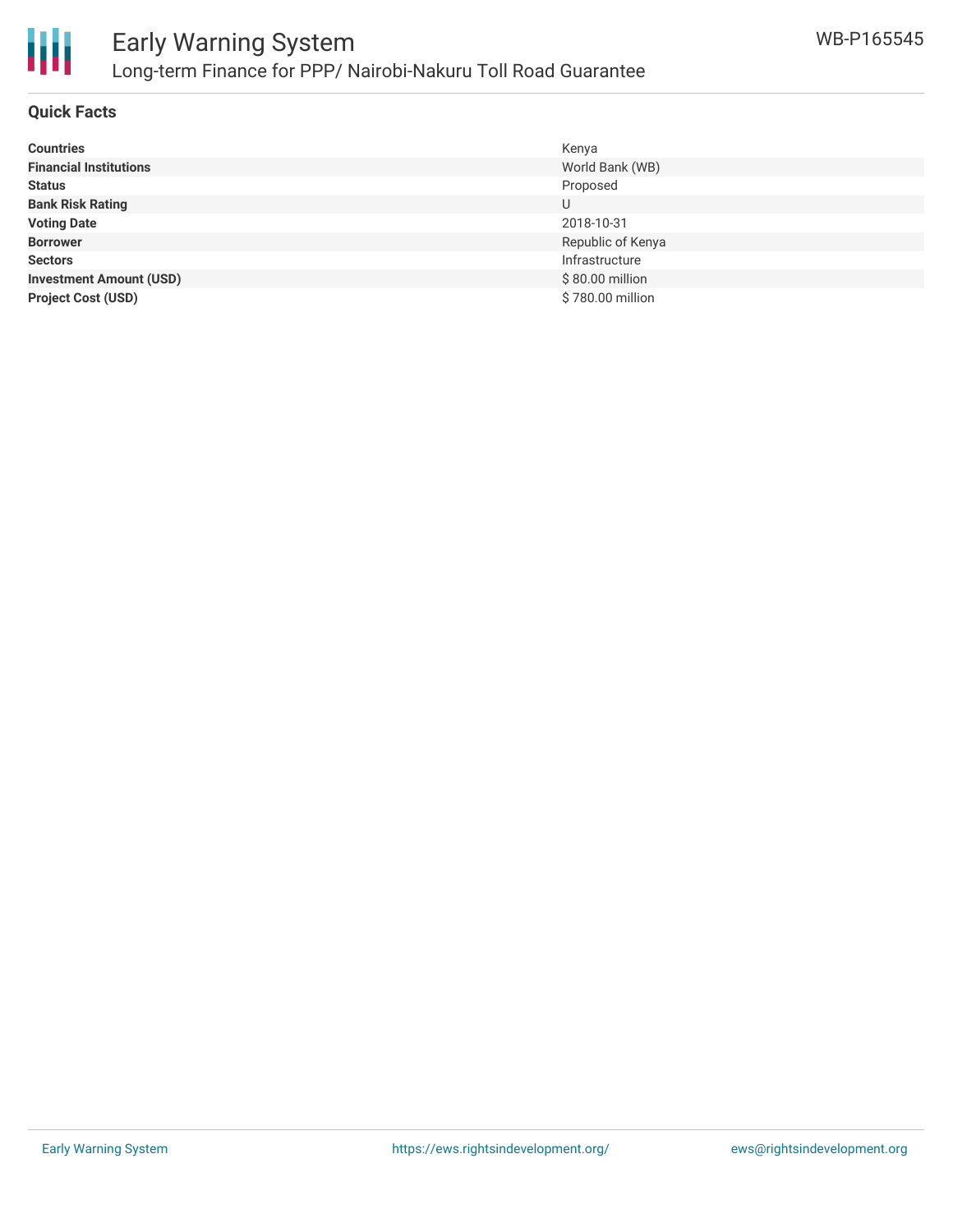# Early Warning System

## Long-term Finance for PPP/ Nairobi-Nakuru Toll Road Guarantee

WB-P165545

### Quick Facts

| | |
|---|---|
| **Countries** | Kenya |
| **Financial Institutions** | World Bank (WB) |
| **Status** | Proposed |
| **Bank Risk Rating** | U |
| **Voting Date** | 2018-10-31 |
| **Borrower** | Republic of Kenya |
| **Sectors** | Infrastructure |
| **Investment Amount (USD)** | $ 80.00 million |
| **Project Cost (USD)** | $ 780.00 million |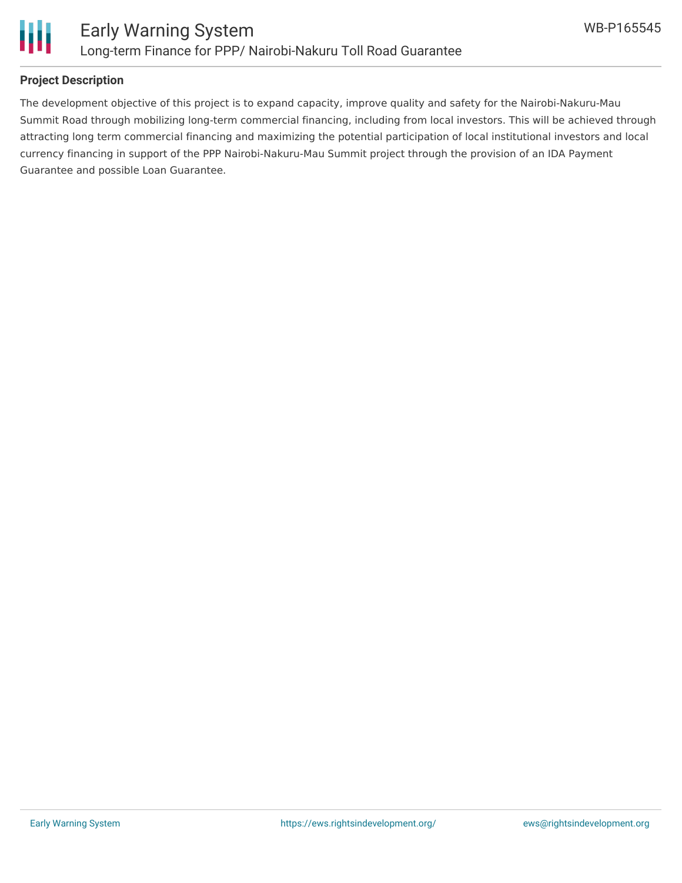### Project Description

The development objective of this project is to expand capacity, improve quality and safety for the Nairobi-Nakuru-Mau Summit Road through mobilizing long-term commercial financing, including from local investors. This will be achieved through attracting long term commercial financing and maximizing the potential participation of local institutional investors and local currency financing in support of the PPP Nairobi-Nakuru-Mau Summit project through the provision of an IDA Payment Guarantee and possible Loan Guarantee.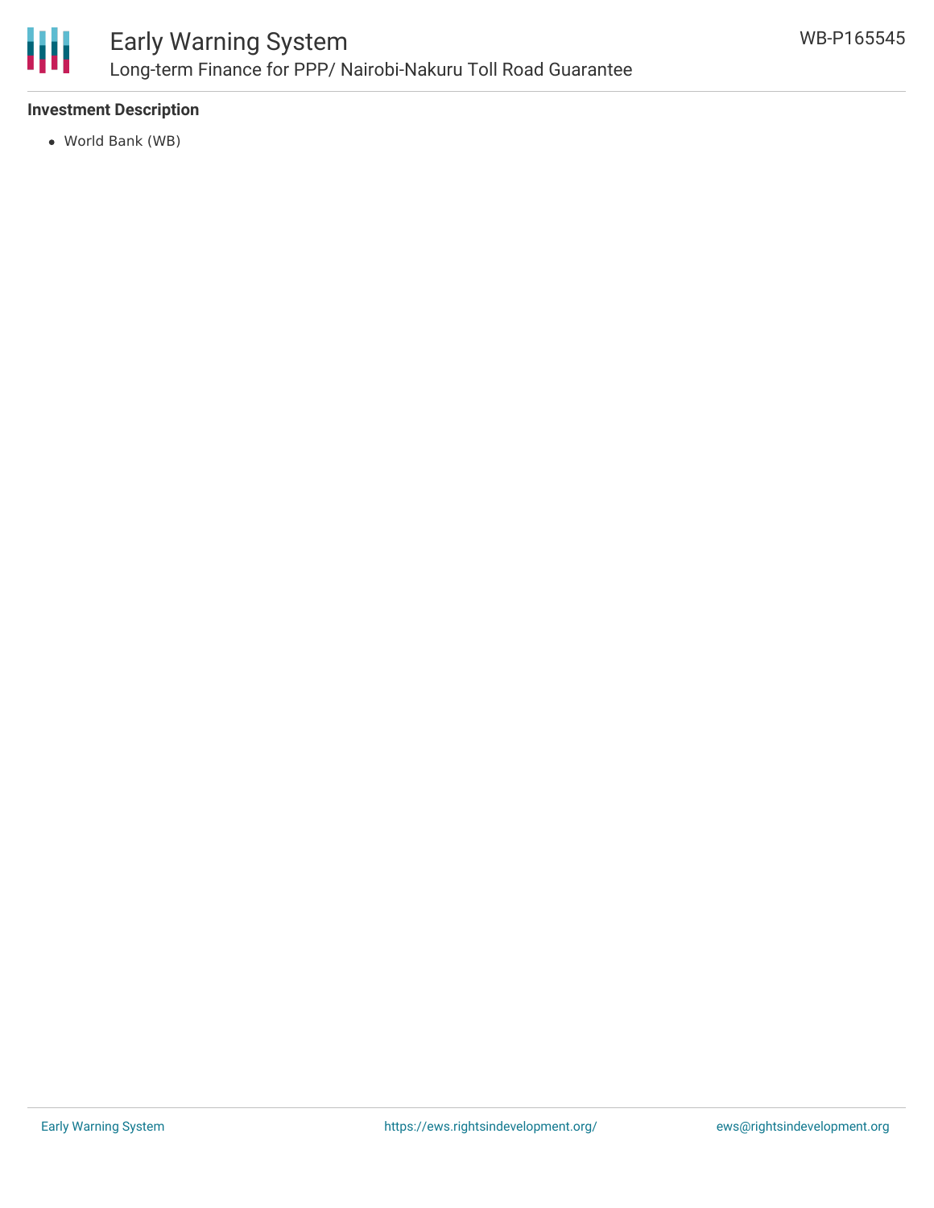## Investment Description

- World Bank (WB)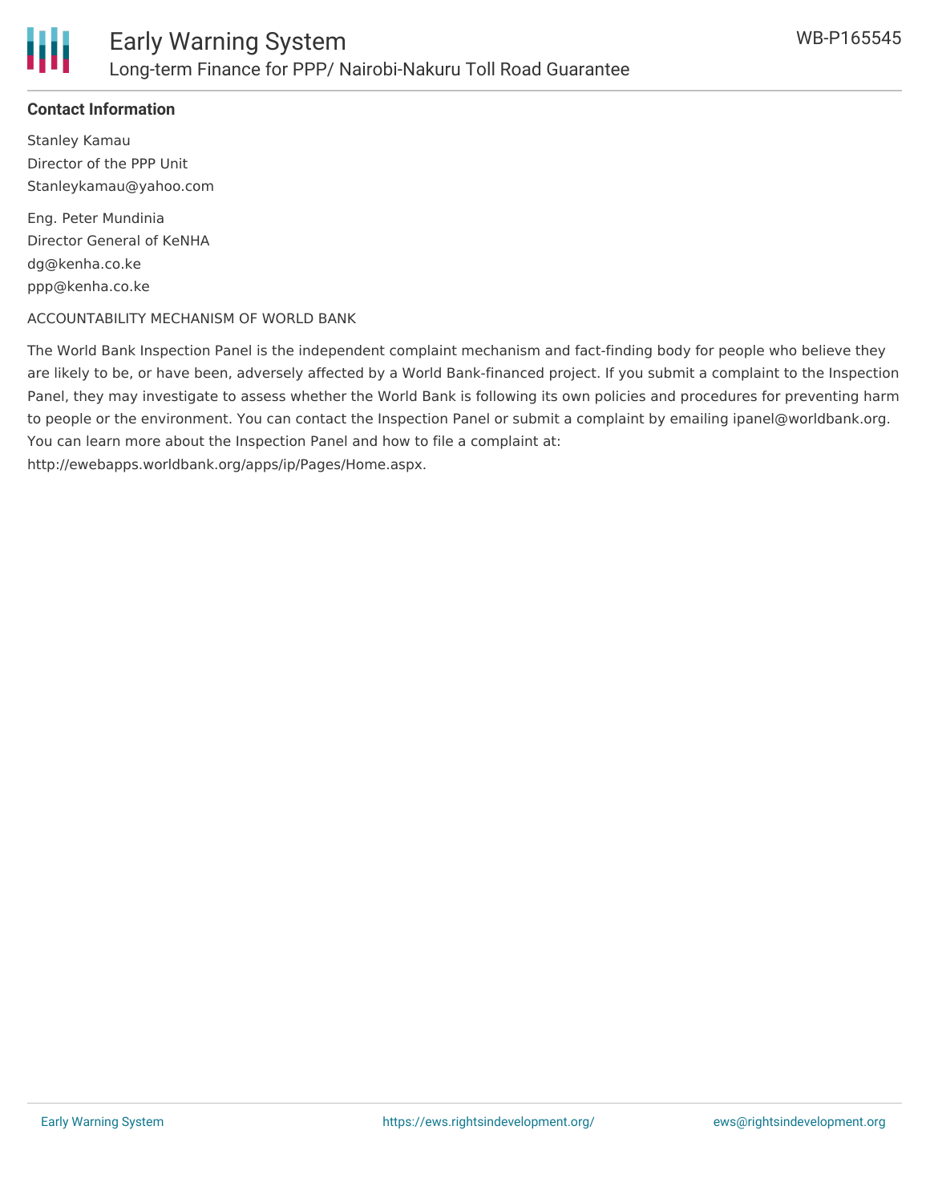**Contact Information**

Stanley Kamau
Director of the PPP Unit
Stanleykamau@yahoo.com

Eng. Peter Mundinia
Director General of KeNHA
dg@kenha.co.ke
ppp@kenha.co.ke

ACCOUNTABILITY MECHANISM OF WORLD BANK

The World Bank Inspection Panel is the independent complaint mechanism and fact-finding body for people who believe they are likely to be, or have been, adversely affected by a World Bank-financed project. If you submit a complaint to the Inspection Panel, they may investigate to assess whether the World Bank is following its own policies and procedures for preventing harm to people or the environment. You can contact the Inspection Panel or submit a complaint by emailing ipanel@worldbank.org. You can learn more about the Inspection Panel and how to file a complaint at: http://ewebapps.worldbank.org/apps/ip/Pages/Home.aspx.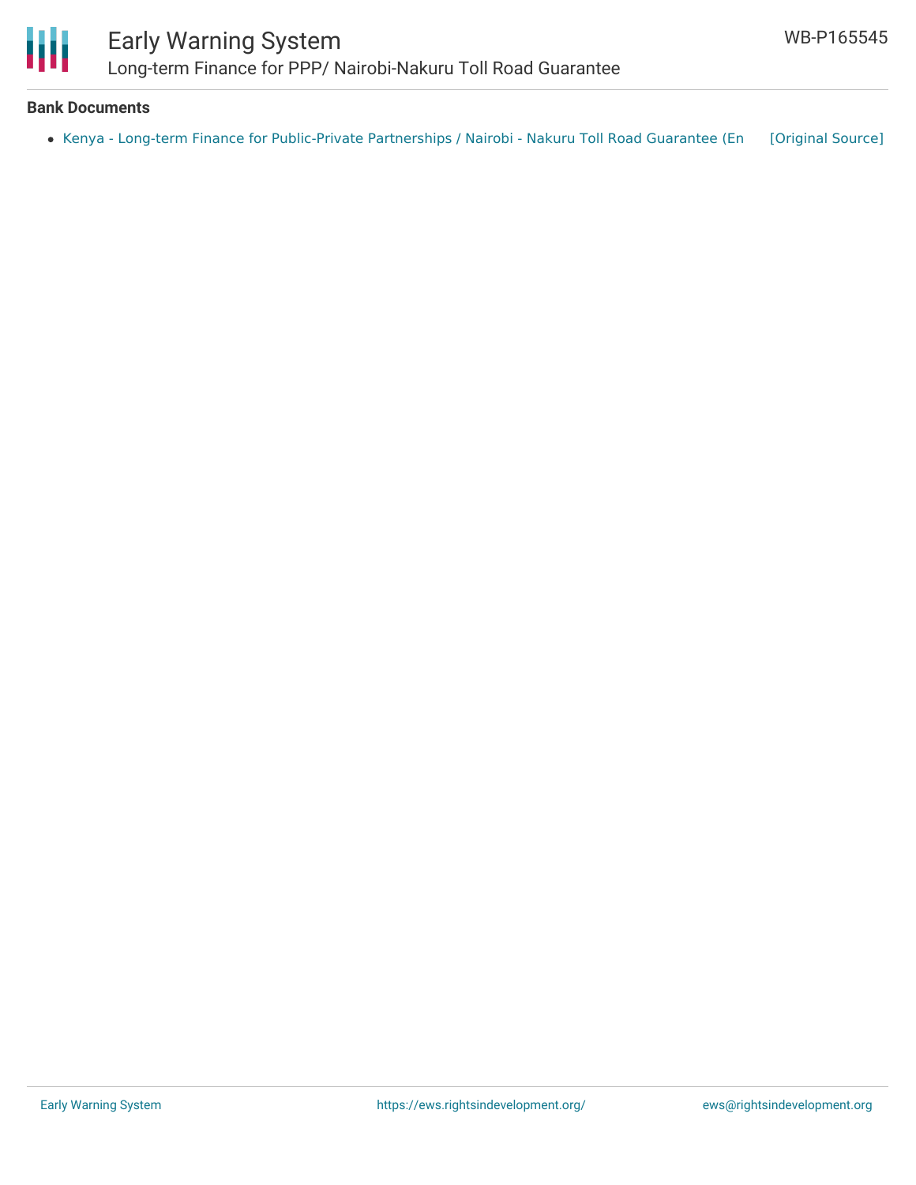**Bank Documents**

- Kenya - Long-term Finance for Public-Private Partnerships / Nairobi - Nakuru Toll Road Guarantee (En [Original Source]